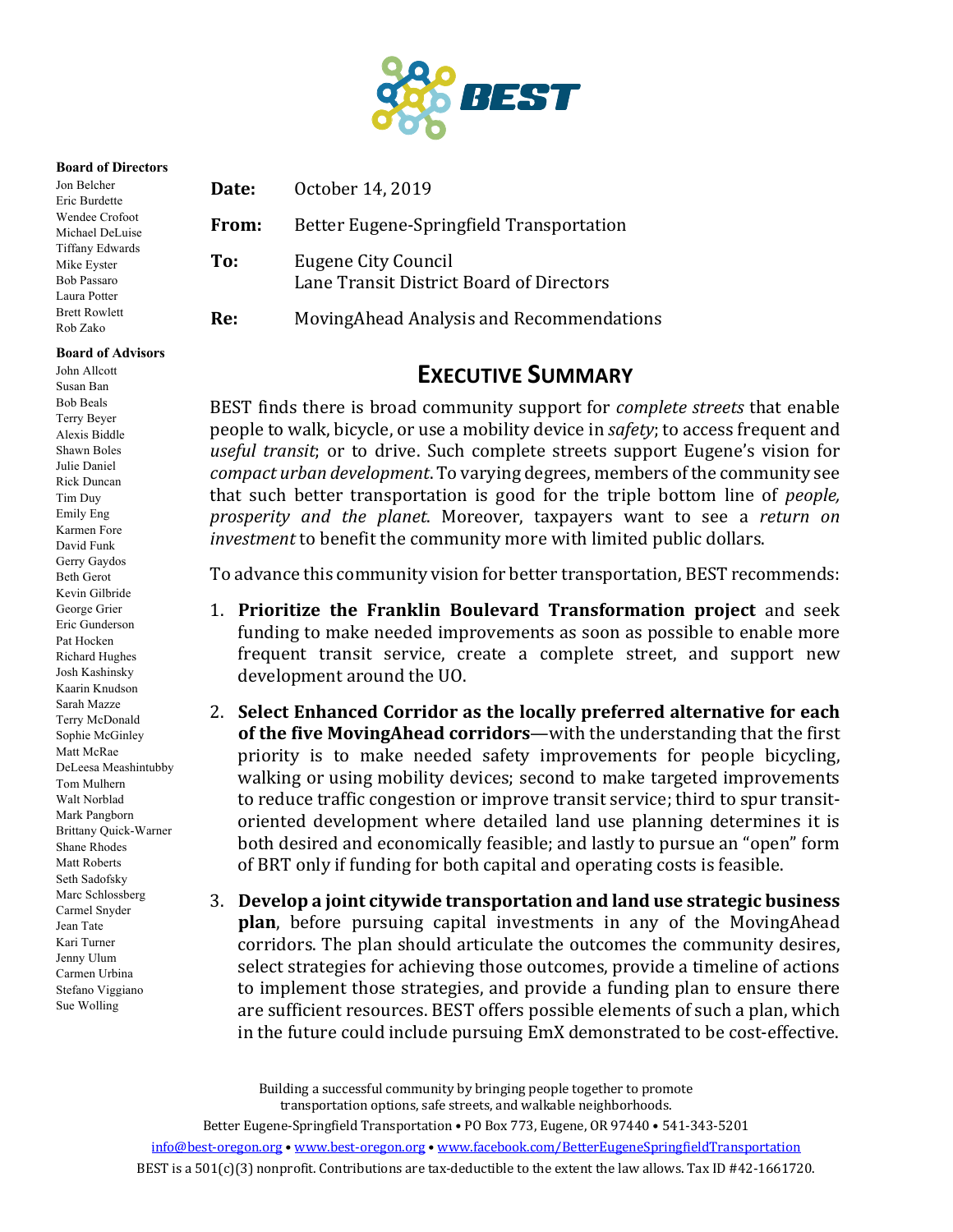**Board of Directors**

Jon Belcher
Eric Burdette
Wendee Crofoot
Michael DeLuise
Tiffany Edwards
Mike Eyster
Bob Passaro
Laura Potter
Brett Rowlett
Rob Zako

**Board of Advisors**

John Allcott
Susan Ban
Bob Beals
Terry Beyer
Alexis Biddle
Shawn Boles
Julie Daniel
Rick Duncan
Tim Duy
Emily Eng
Karmen Fore
David Funk
Gerry Gaydos
Beth Gerot
Kevin Gilbride
George Grier
Eric Gunderson
Pat Hocken
Richard Hughes
Josh Kashinsky
Kaarin Knudson
Sarah Mazze
Terry McDonald
Sophie McGinley
Matt McRae
DeLeesa Meashintubby
Tom Mulhern
Walt Norblad
Mark Pangborn
Brittany Quick-Warner
Shane Rhodes
Matt Roberts
Seth Sadofsky
Marc Schlossberg
Carmel Snyder
Jean Tate
Kari Turner
Jenny Ulum
Carmen Urbina
Stefano Viggiano
Sue Wolling

**Date:** October 14, 2019

**From:** Better Eugene-Springfield Transportation

**To:** Eugene City Council
Lane Transit District Board of Directors

**Re:** MovingAhead Analysis and Recommendations

# EXECUTIVE SUMMARY

BEST finds there is broad community support for *complete streets* that enable people to walk, bicycle, or use a mobility device in *safety*; to access frequent and *useful transit*; or to drive. Such complete streets support Eugene's vision for *compact urban development*. To varying degrees, members of the community see that such better transportation is good for the triple bottom line of *people, prosperity and the planet*. Moreover, taxpayers want to see a *return on investment* to benefit the community more with limited public dollars.

To advance this community vision for better transportation, BEST recommends:

1. **Prioritize the Franklin Boulevard Transformation project** and seek funding to make needed improvements as soon as possible to enable more frequent transit service, create a complete street, and support new development around the UO.
2. **Select Enhanced Corridor as the locally preferred alternative for each of the five MovingAhead corridors**—with the understanding that the first priority is to make needed safety improvements for people bicycling, walking or using mobility devices; second to make targeted improvements to reduce traffic congestion or improve transit service; third to spur transit-oriented development where detailed land use planning determines it is both desired and economically feasible; and lastly to pursue an "open" form of BRT only if funding for both capital and operating costs is feasible.
3. **Develop a joint citywide transportation and land use strategic business plan**, before pursuing capital investments in any of the MovingAhead corridors. The plan should articulate the outcomes the community desires, select strategies for achieving those outcomes, provide a timeline of actions to implement those strategies, and provide a funding plan to ensure there are sufficient resources. BEST offers possible elements of such a plan, which in the future could include pursuing EmX demonstrated to be cost-effective.

Building a successful community by bringing people together to promote transportation options, safe streets, and walkable neighborhoods.
Better Eugene-Springfield Transportation • PO Box 773, Eugene, OR 97440 • 541-343-5201
info@best-oregon.org • www.best-oregon.org • www.facebook.com/BetterEugeneSpringfieldTransportation
BEST is a 501(c)(3) nonprofit. Contributions are tax-deductible to the extent the law allows. Tax ID #42-1661720.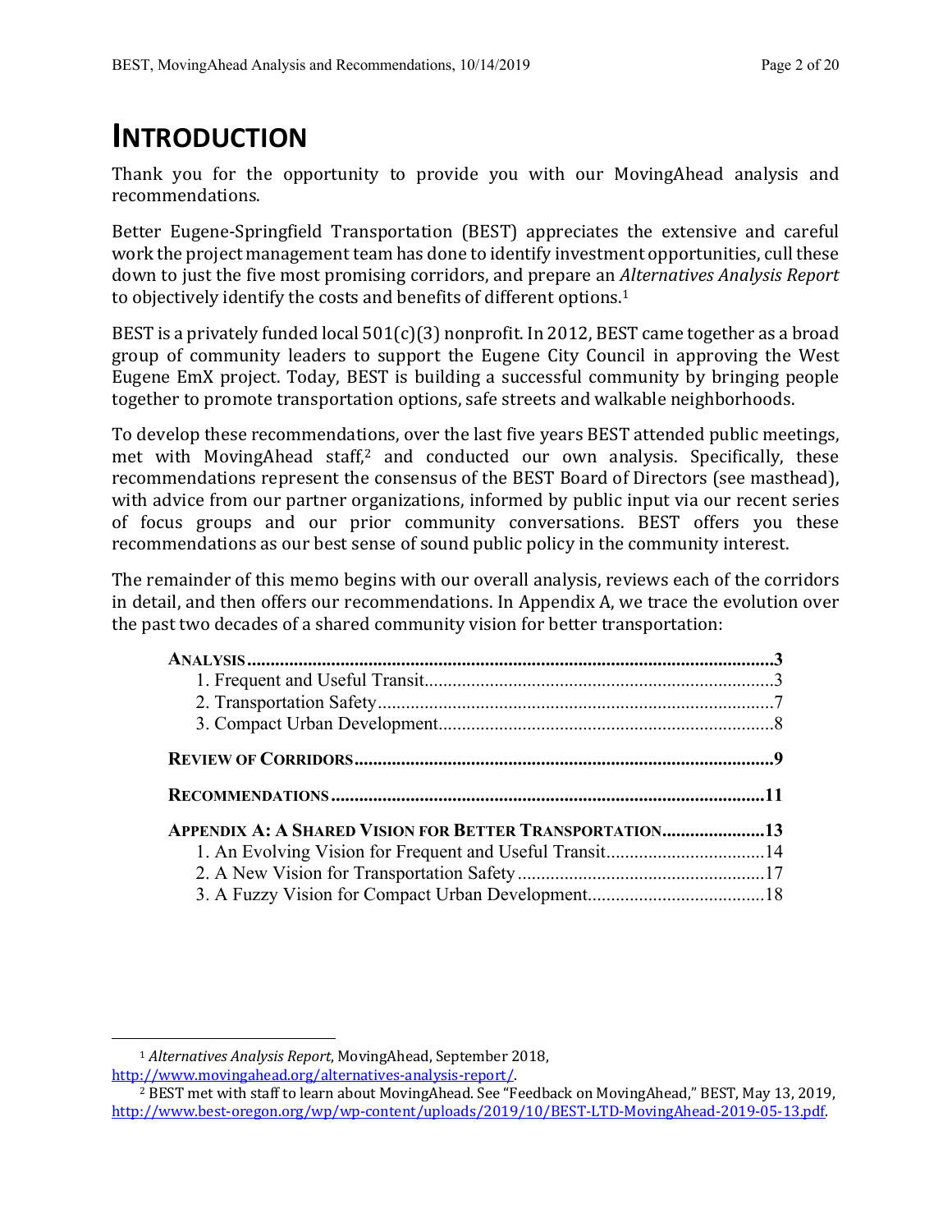# INTRODUCTION

Thank you for the opportunity to provide you with our MovingAhead analysis and recommendations.

Better Eugene-Springfield Transportation (BEST) appreciates the extensive and careful work the project management team has done to identify investment opportunities, cull these down to just the five most promising corridors, and prepare an *Alternatives Analysis Report* to objectively identify the costs and benefits of different options.[1]

BEST is a privately funded local 501(c)(3) nonprofit. In 2012, BEST came together as a broad group of community leaders to support the Eugene City Council in approving the West Eugene EmX project. Today, BEST is building a successful community by bringing people together to promote transportation options, safe streets and walkable neighborhoods.

To develop these recommendations, over the last five years BEST attended public meetings, met with MovingAhead staff,[2] and conducted our own analysis. Specifically, these recommendations represent the consensus of the BEST Board of Directors (see masthead), with advice from our partner organizations, informed by public input via our recent series of focus groups and our prior community conversations. BEST offers you these recommendations as our best sense of sound public policy in the community interest.

The remainder of this memo begins with our overall analysis, reviews each of the corridors in detail, and then offers our recommendations. In Appendix A, we trace the evolution over the past two decades of a shared community vision for better transportation:

**ANALYSIS** .......... **3**
- 1. Frequent and Useful Transit .......... 3
- 2. Transportation Safety .......... 7
- 3. Compact Urban Development .......... 8

**REVIEW OF CORRIDORS** .......... **9**

**RECOMMENDATIONS** .......... **11**

**APPENDIX A: A SHARED VISION FOR BETTER TRANSPORTATION** .......... **13**
- 1. An Evolving Vision for Frequent and Useful Transit .......... 14
- 2. A New Vision for Transportation Safety .......... 17
- 3. A Fuzzy Vision for Compact Urban Development .......... 18

---

[1] *Alternatives Analysis Report*, MovingAhead, September 2018, http://www.movingahead.org/alternatives-analysis-report/.

[2] BEST met with staff to learn about MovingAhead. See "Feedback on MovingAhead," BEST, May 13, 2019, http://www.best-oregon.org/wp/wp-content/uploads/2019/10/BEST-LTD-MovingAhead-2019-05-13.pdf.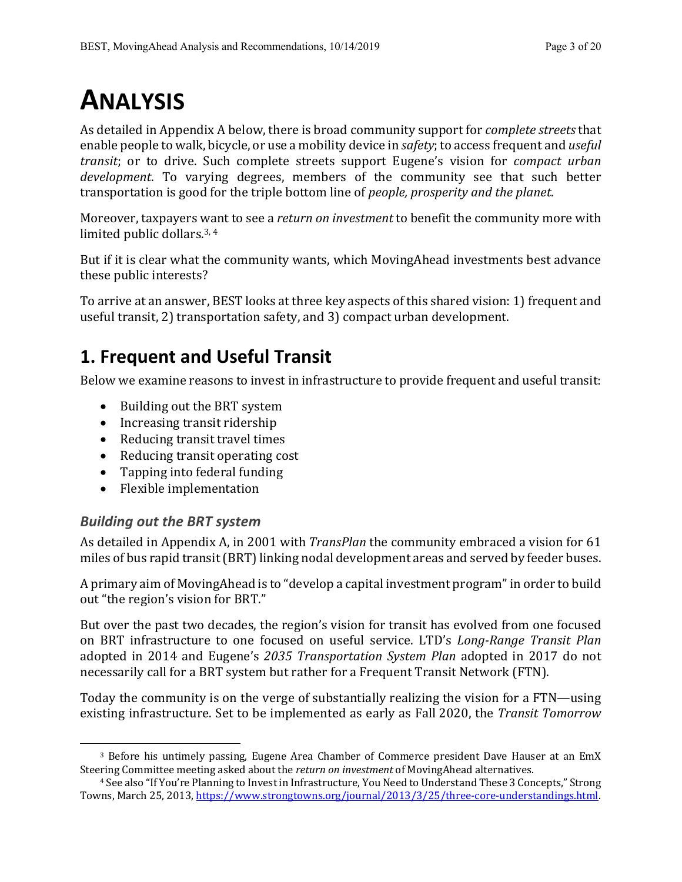# ANALYSIS

As detailed in Appendix A below, there is broad community support for *complete streets* that enable people to walk, bicycle, or use a mobility device in *safety*; to access frequent and *useful transit*; or to drive. Such complete streets support Eugene's vision for *compact urban development*. To varying degrees, members of the community see that such better transportation is good for the triple bottom line of *people, prosperity and the planet*.

Moreover, taxpayers want to see a *return on investment* to benefit the community more with limited public dollars.[3, 4]

But if it is clear what the community wants, which MovingAhead investments best advance these public interests?

To arrive at an answer, BEST looks at three key aspects of this shared vision: 1) frequent and useful transit, 2) transportation safety, and 3) compact urban development.

## 1. Frequent and Useful Transit

Below we examine reasons to invest in infrastructure to provide frequent and useful transit:

- Building out the BRT system
- Increasing transit ridership
- Reducing transit travel times
- Reducing transit operating cost
- Tapping into federal funding
- Flexible implementation

### *Building out the BRT system*

As detailed in Appendix A, in 2001 with *TransPlan* the community embraced a vision for 61 miles of bus rapid transit (BRT) linking nodal development areas and served by feeder buses.

A primary aim of MovingAhead is to "develop a capital investment program" in order to build out "the region's vision for BRT."

But over the past two decades, the region's vision for transit has evolved from one focused on BRT infrastructure to one focused on useful service. LTD's *Long-Range Transit Plan* adopted in 2014 and Eugene's *2035 Transportation System Plan* adopted in 2017 do not necessarily call for a BRT system but rather for a Frequent Transit Network (FTN).

Today the community is on the verge of substantially realizing the vision for a FTN—using existing infrastructure. Set to be implemented as early as Fall 2020, the *Transit Tomorrow*

---

[3] Before his untimely passing, Eugene Area Chamber of Commerce president Dave Hauser at an EmX Steering Committee meeting asked about the *return on investment* of MovingAhead alternatives.

[4] See also "If You're Planning to Invest in Infrastructure, You Need to Understand These 3 Concepts," Strong Towns, March 25, 2013, https://www.strongtowns.org/journal/2013/3/25/three-core-understandings.html.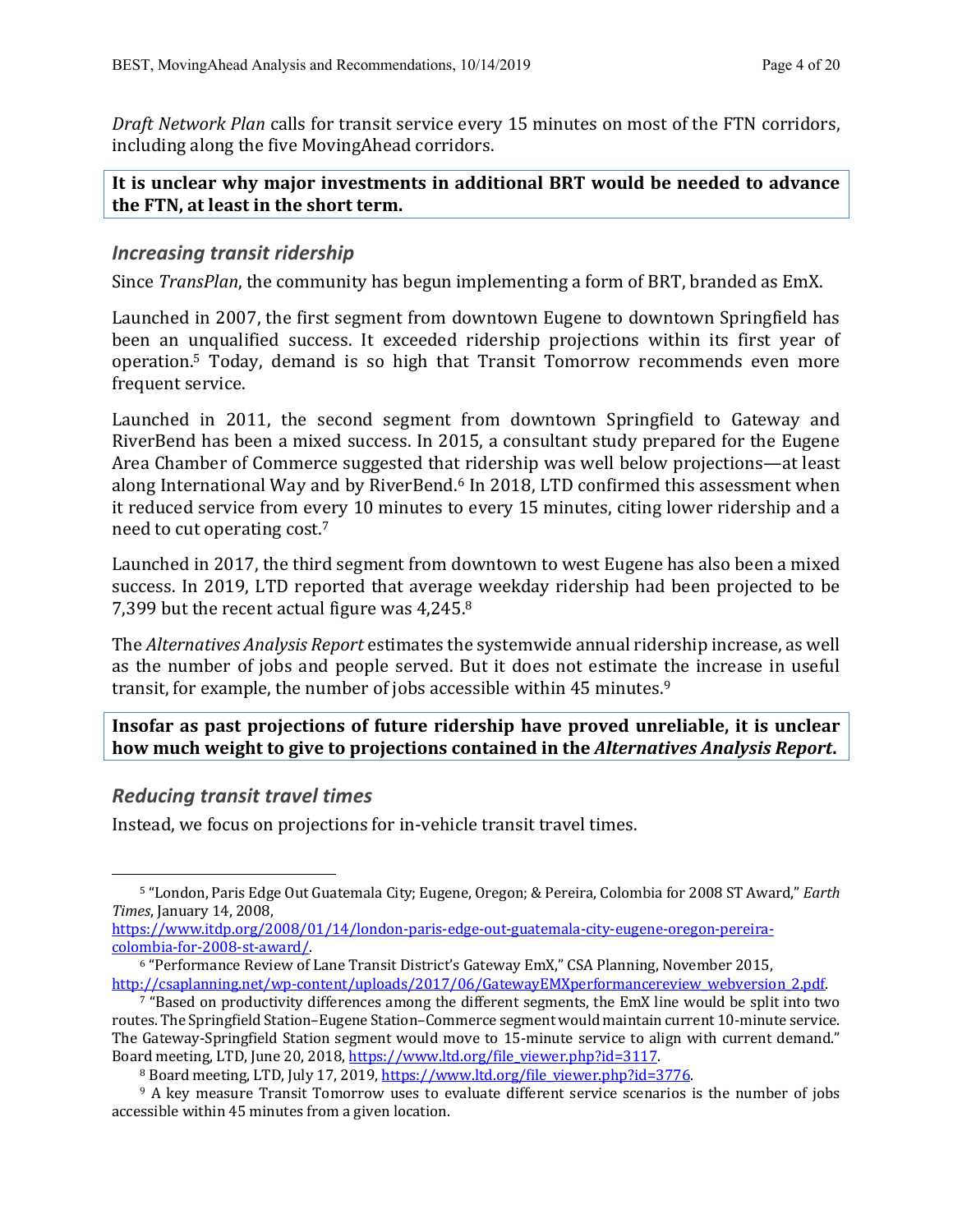*Draft Network Plan* calls for transit service every 15 minutes on most of the FTN corridors, including along the five MovingAhead corridors.

**It is unclear why major investments in additional BRT would be needed to advance the FTN, at least in the short term.**

### *Increasing transit ridership*

Since *TransPlan*, the community has begun implementing a form of BRT, branded as EmX.

Launched in 2007, the first segment from downtown Eugene to downtown Springfield has been an unqualified success. It exceeded ridership projections within its first year of operation.[5] Today, demand is so high that Transit Tomorrow recommends even more frequent service.

Launched in 2011, the second segment from downtown Springfield to Gateway and RiverBend has been a mixed success. In 2015, a consultant study prepared for the Eugene Area Chamber of Commerce suggested that ridership was well below projections—at least along International Way and by RiverBend.[6] In 2018, LTD confirmed this assessment when it reduced service from every 10 minutes to every 15 minutes, citing lower ridership and a need to cut operating cost.[7]

Launched in 2017, the third segment from downtown to west Eugene has also been a mixed success. In 2019, LTD reported that average weekday ridership had been projected to be 7,399 but the recent actual figure was 4,245.[8]

The *Alternatives Analysis Report* estimates the systemwide annual ridership increase, as well as the number of jobs and people served. But it does not estimate the increase in useful transit, for example, the number of jobs accessible within 45 minutes.[9]

**Insofar as past projections of future ridership have proved unreliable, it is unclear how much weight to give to projections contained in the *Alternatives Analysis Report*.**

### *Reducing transit travel times*

Instead, we focus on projections for in-vehicle transit travel times.

---

[5] "London, Paris Edge Out Guatemala City; Eugene, Oregon; & Pereira, Colombia for 2008 ST Award," *Earth Times*, January 14, 2008, https://www.itdp.org/2008/01/14/london-paris-edge-out-guatemala-city-eugene-oregon-pereira-colombia-for-2008-st-award/.

[6] "Performance Review of Lane Transit District's Gateway EmX," CSA Planning, November 2015, http://csaplanning.net/wp-content/uploads/2017/06/GatewayEMXperformancereview_webversion_2.pdf.

[7] "Based on productivity differences among the different segments, the EmX line would be split into two routes. The Springfield Station–Eugene Station–Commerce segment would maintain current 10-minute service. The Gateway-Springfield Station segment would move to 15-minute service to align with current demand." Board meeting, LTD, June 20, 2018, https://www.ltd.org/file_viewer.php?id=3117.

[8] Board meeting, LTD, July 17, 2019, https://www.ltd.org/file_viewer.php?id=3776.

[9] A key measure Transit Tomorrow uses to evaluate different service scenarios is the number of jobs accessible within 45 minutes from a given location.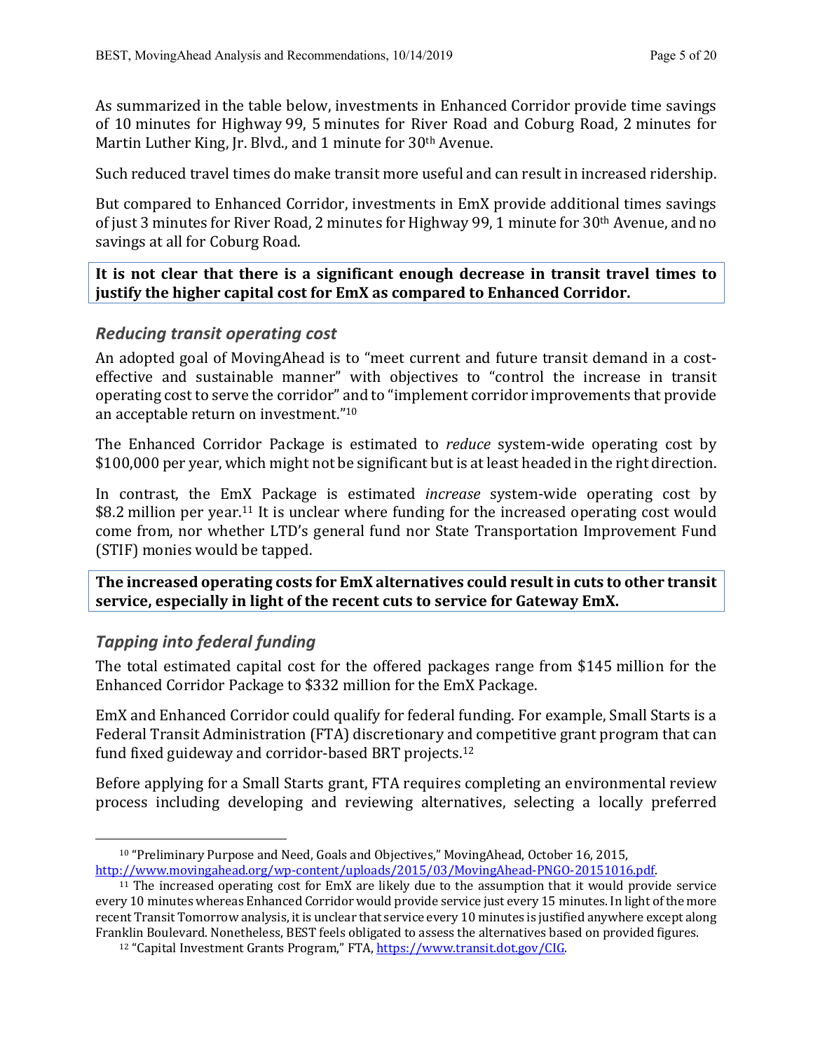As summarized in the table below, investments in Enhanced Corridor provide time savings of 10 minutes for Highway 99, 5 minutes for River Road and Coburg Road, 2 minutes for Martin Luther King, Jr. Blvd., and 1 minute for 30th Avenue.

Such reduced travel times do make transit more useful and can result in increased ridership.

But compared to Enhanced Corridor, investments in EmX provide additional times savings of just 3 minutes for River Road, 2 minutes for Highway 99, 1 minute for 30th Avenue, and no savings at all for Coburg Road.

**It is not clear that there is a significant enough decrease in transit travel times to justify the higher capital cost for EmX as compared to Enhanced Corridor.**

### *Reducing transit operating cost*

An adopted goal of MovingAhead is to "meet current and future transit demand in a cost-effective and sustainable manner" with objectives to "control the increase in transit operating cost to serve the corridor" and to "implement corridor improvements that provide an acceptable return on investment."[10]

The Enhanced Corridor Package is estimated to *reduce* system-wide operating cost by $100,000 per year, which might not be significant but is at least headed in the right direction.

In contrast, the EmX Package is estimated *increase* system-wide operating cost by $8.2 million per year.[11] It is unclear where funding for the increased operating cost would come from, nor whether LTD's general fund nor State Transportation Improvement Fund (STIF) monies would be tapped.

**The increased operating costs for EmX alternatives could result in cuts to other transit service, especially in light of the recent cuts to service for Gateway EmX.**

### *Tapping into federal funding*

The total estimated capital cost for the offered packages range from $145 million for the Enhanced Corridor Package to $332 million for the EmX Package.

EmX and Enhanced Corridor could qualify for federal funding. For example, Small Starts is a Federal Transit Administration (FTA) discretionary and competitive grant program that can fund fixed guideway and corridor-based BRT projects.[12]

Before applying for a Small Starts grant, FTA requires completing an environmental review process including developing and reviewing alternatives, selecting a locally preferred

---

[10] "Preliminary Purpose and Need, Goals and Objectives," MovingAhead, October 16, 2015, http://www.movingahead.org/wp-content/uploads/2015/03/MovingAhead-PNGO-20151016.pdf.

[11] The increased operating cost for EmX are likely due to the assumption that it would provide service every 10 minutes whereas Enhanced Corridor would provide service just every 15 minutes. In light of the more recent Transit Tomorrow analysis, it is unclear that service every 10 minutes is justified anywhere except along Franklin Boulevard. Nonetheless, BEST feels obligated to assess the alternatives based on provided figures.

[12] "Capital Investment Grants Program," FTA, https://www.transit.dot.gov/CIG.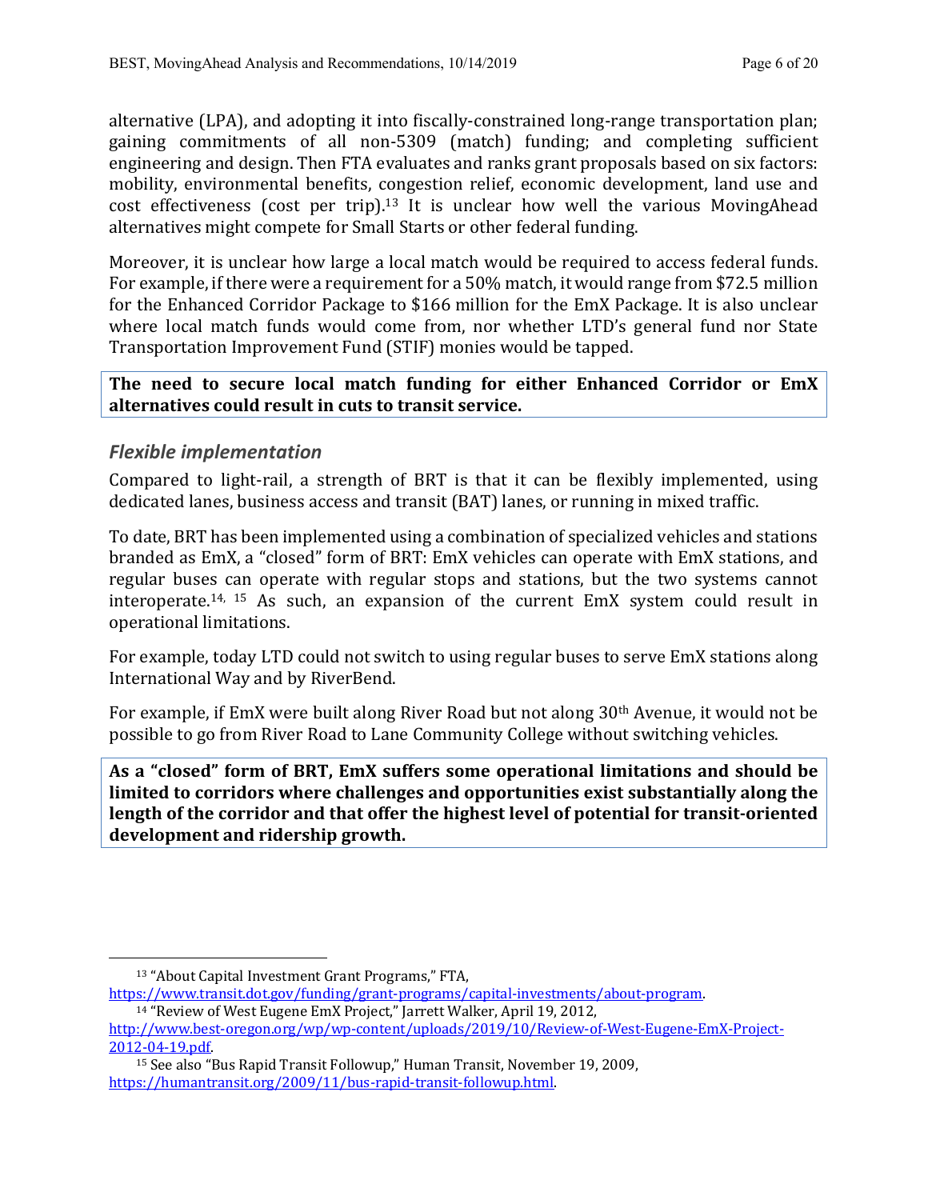alternative (LPA), and adopting it into fiscally-constrained long-range transportation plan; gaining commitments of all non-5309 (match) funding; and completing sufficient engineering and design. Then FTA evaluates and ranks grant proposals based on six factors: mobility, environmental benefits, congestion relief, economic development, land use and cost effectiveness (cost per trip).[13] It is unclear how well the various MovingAhead alternatives might compete for Small Starts or other federal funding.

Moreover, it is unclear how large a local match would be required to access federal funds. For example, if there were a requirement for a 50% match, it would range from $72.5 million for the Enhanced Corridor Package to $166 million for the EmX Package. It is also unclear where local match funds would come from, nor whether LTD's general fund nor State Transportation Improvement Fund (STIF) monies would be tapped.

**The need to secure local match funding for either Enhanced Corridor or EmX alternatives could result in cuts to transit service.**

### *Flexible implementation*

Compared to light-rail, a strength of BRT is that it can be flexibly implemented, using dedicated lanes, business access and transit (BAT) lanes, or running in mixed traffic.

To date, BRT has been implemented using a combination of specialized vehicles and stations branded as EmX, a "closed" form of BRT: EmX vehicles can operate with EmX stations, and regular buses can operate with regular stops and stations, but the two systems cannot interoperate.[14, 15] As such, an expansion of the current EmX system could result in operational limitations.

For example, today LTD could not switch to using regular buses to serve EmX stations along International Way and by RiverBend.

For example, if EmX were built along River Road but not along 30th Avenue, it would not be possible to go from River Road to Lane Community College without switching vehicles.

**As a "closed" form of BRT, EmX suffers some operational limitations and should be limited to corridors where challenges and opportunities exist substantially along the length of the corridor and that offer the highest level of potential for transit-oriented development and ridership growth.**

---

[13] "About Capital Investment Grant Programs," FTA, https://www.transit.dot.gov/funding/grant-programs/capital-investments/about-program.

[14] "Review of West Eugene EmX Project," Jarrett Walker, April 19, 2012, http://www.best-oregon.org/wp/wp-content/uploads/2019/10/Review-of-West-Eugene-EmX-Project-2012-04-19.pdf.

[15] See also "Bus Rapid Transit Followup," Human Transit, November 19, 2009, https://humantransit.org/2009/11/bus-rapid-transit-followup.html.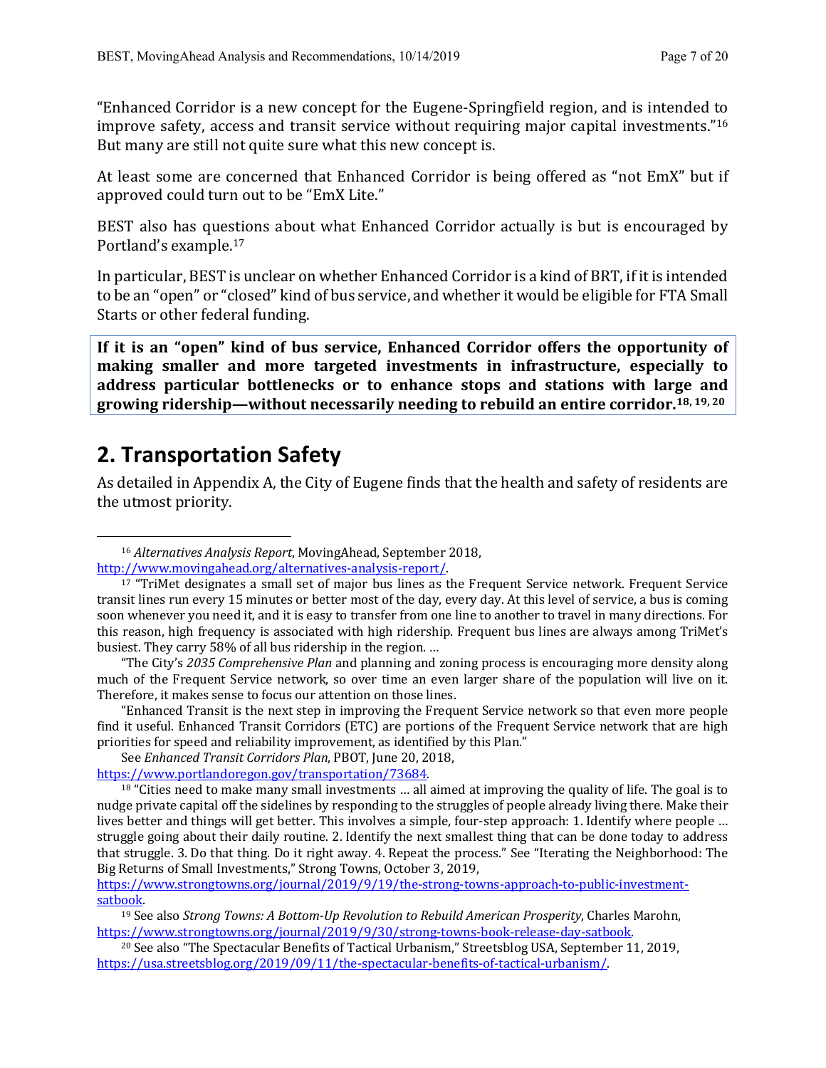"Enhanced Corridor is a new concept for the Eugene-Springfield region, and is intended to improve safety, access and transit service without requiring major capital investments."[16] But many are still not quite sure what this new concept is.

At least some are concerned that Enhanced Corridor is being offered as "not EmX" but if approved could turn out to be "EmX Lite."

BEST also has questions about what Enhanced Corridor actually is but is encouraged by Portland's example.[17]

In particular, BEST is unclear on whether Enhanced Corridor is a kind of BRT, if it is intended to be an "open" or "closed" kind of bus service, and whether it would be eligible for FTA Small Starts or other federal funding.

**If it is an "open" kind of bus service, Enhanced Corridor offers the opportunity of making smaller and more targeted investments in infrastructure, especially to address particular bottlenecks or to enhance stops and stations with large and growing ridership—without necessarily needing to rebuild an entire corridor.[18, 19, 20]**

## 2. Transportation Safety

As detailed in Appendix A, the City of Eugene finds that the health and safety of residents are the utmost priority.

---

[16] *Alternatives Analysis Report*, MovingAhead, September 2018, http://www.movingahead.org/alternatives-analysis-report/.

[17] "TriMet designates a small set of major bus lines as the Frequent Service network. Frequent Service transit lines run every 15 minutes or better most of the day, every day. At this level of service, a bus is coming soon whenever you need it, and it is easy to transfer from one line to another to travel in many directions. For this reason, high frequency is associated with high ridership. Frequent bus lines are always among TriMet's busiest. They carry 58% of all bus ridership in the region. …

"The City's *2035 Comprehensive Plan* and planning and zoning process is encouraging more density along much of the Frequent Service network, so over time an even larger share of the population will live on it. Therefore, it makes sense to focus our attention on those lines.

"Enhanced Transit is the next step in improving the Frequent Service network so that even more people find it useful. Enhanced Transit Corridors (ETC) are portions of the Frequent Service network that are high priorities for speed and reliability improvement, as identified by this Plan."

See *Enhanced Transit Corridors Plan*, PBOT, June 20, 2018, https://www.portlandoregon.gov/transportation/73684.

[18] "Cities need to make many small investments … all aimed at improving the quality of life. The goal is to nudge private capital off the sidelines by responding to the struggles of people already living there. Make their lives better and things will get better. This involves a simple, four-step approach: 1. Identify where people … struggle going about their daily routine. 2. Identify the next smallest thing that can be done today to address that struggle. 3. Do that thing. Do it right away. 4. Repeat the process." See "Iterating the Neighborhood: The Big Returns of Small Investments," Strong Towns, October 3, 2019, https://www.strongtowns.org/journal/2019/9/19/the-strong-towns-approach-to-public-investment-satbook.

[19] See also *Strong Towns: A Bottom-Up Revolution to Rebuild American Prosperity*, Charles Marohn, https://www.strongtowns.org/journal/2019/9/30/strong-towns-book-release-day-satbook.

[20] See also "The Spectacular Benefits of Tactical Urbanism," Streetsblog USA, September 11, 2019, https://usa.streetsblog.org/2019/09/11/the-spectacular-benefits-of-tactical-urbanism/.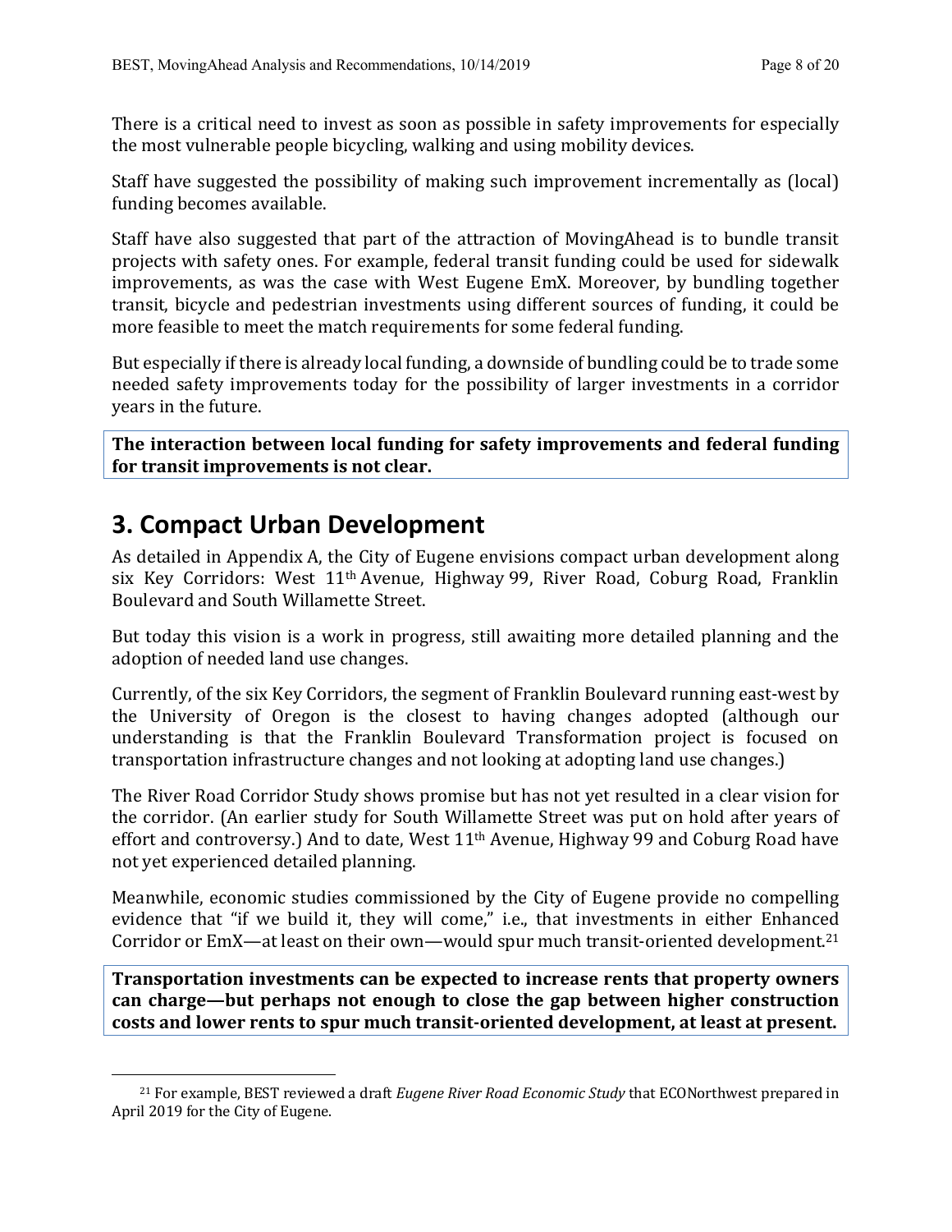There is a critical need to invest as soon as possible in safety improvements for especially the most vulnerable people bicycling, walking and using mobility devices.

Staff have suggested the possibility of making such improvement incrementally as (local) funding becomes available.

Staff have also suggested that part of the attraction of MovingAhead is to bundle transit projects with safety ones. For example, federal transit funding could be used for sidewalk improvements, as was the case with West Eugene EmX. Moreover, by bundling together transit, bicycle and pedestrian investments using different sources of funding, it could be more feasible to meet the match requirements for some federal funding.

But especially if there is already local funding, a downside of bundling could be to trade some needed safety improvements today for the possibility of larger investments in a corridor years in the future.

**The interaction between local funding for safety improvements and federal funding for transit improvements is not clear.**

# 3. Compact Urban Development

As detailed in Appendix A, the City of Eugene envisions compact urban development along six Key Corridors: West 11th Avenue, Highway 99, River Road, Coburg Road, Franklin Boulevard and South Willamette Street.

But today this vision is a work in progress, still awaiting more detailed planning and the adoption of needed land use changes.

Currently, of the six Key Corridors, the segment of Franklin Boulevard running east-west by the University of Oregon is the closest to having changes adopted (although our understanding is that the Franklin Boulevard Transformation project is focused on transportation infrastructure changes and not looking at adopting land use changes.)

The River Road Corridor Study shows promise but has not yet resulted in a clear vision for the corridor. (An earlier study for South Willamette Street was put on hold after years of effort and controversy.) And to date, West 11th Avenue, Highway 99 and Coburg Road have not yet experienced detailed planning.

Meanwhile, economic studies commissioned by the City of Eugene provide no compelling evidence that "if we build it, they will come," i.e., that investments in either Enhanced Corridor or EmX—at least on their own—would spur much transit-oriented development.[21]

**Transportation investments can be expected to increase rents that property owners can charge—but perhaps not enough to close the gap between higher construction costs and lower rents to spur much transit-oriented development, at least at present.**

[21] For example, BEST reviewed a draft *Eugene River Road Economic Study* that ECONorthwest prepared in April 2019 for the City of Eugene.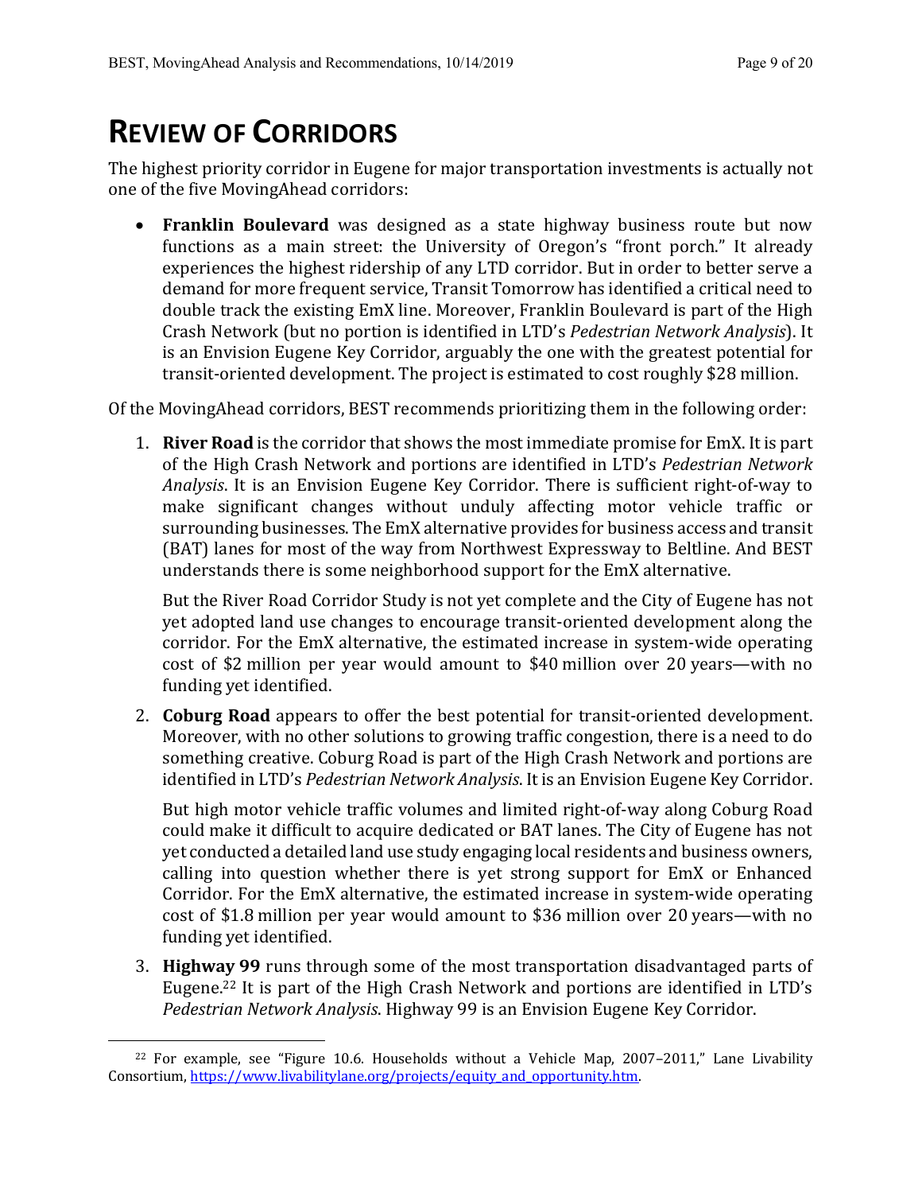# Review of Corridors

The highest priority corridor in Eugene for major transportation investments is actually not one of the five MovingAhead corridors:

- **Franklin Boulevard** was designed as a state highway business route but now functions as a main street: the University of Oregon's "front porch." It already experiences the highest ridership of any LTD corridor. But in order to better serve a demand for more frequent service, Transit Tomorrow has identified a critical need to double track the existing EmX line. Moreover, Franklin Boulevard is part of the High Crash Network (but no portion is identified in LTD's *Pedestrian Network Analysis*). It is an Envision Eugene Key Corridor, arguably the one with the greatest potential for transit-oriented development. The project is estimated to cost roughly $28 million.

Of the MovingAhead corridors, BEST recommends prioritizing them in the following order:

1. **River Road** is the corridor that shows the most immediate promise for EmX. It is part of the High Crash Network and portions are identified in LTD's *Pedestrian Network Analysis*. It is an Envision Eugene Key Corridor. There is sufficient right-of-way to make significant changes without unduly affecting motor vehicle traffic or surrounding businesses. The EmX alternative provides for business access and transit (BAT) lanes for most of the way from Northwest Expressway to Beltline. And BEST understands there is some neighborhood support for the EmX alternative.

   But the River Road Corridor Study is not yet complete and the City of Eugene has not yet adopted land use changes to encourage transit-oriented development along the corridor. For the EmX alternative, the estimated increase in system-wide operating cost of $2 million per year would amount to $40 million over 20 years—with no funding yet identified.

2. **Coburg Road** appears to offer the best potential for transit-oriented development. Moreover, with no other solutions to growing traffic congestion, there is a need to do something creative. Coburg Road is part of the High Crash Network and portions are identified in LTD's *Pedestrian Network Analysis*. It is an Envision Eugene Key Corridor.

   But high motor vehicle traffic volumes and limited right-of-way along Coburg Road could make it difficult to acquire dedicated or BAT lanes. The City of Eugene has not yet conducted a detailed land use study engaging local residents and business owners, calling into question whether there is yet strong support for EmX or Enhanced Corridor. For the EmX alternative, the estimated increase in system-wide operating cost of $1.8 million per year would amount to $36 million over 20 years—with no funding yet identified.

3. **Highway 99** runs through some of the most transportation disadvantaged parts of Eugene.[22] It is part of the High Crash Network and portions are identified in LTD's *Pedestrian Network Analysis*. Highway 99 is an Envision Eugene Key Corridor.

---

[22] For example, see "Figure 10.6. Households without a Vehicle Map, 2007–2011," Lane Livability Consortium, https://www.livabilitylane.org/projects/equity_and_opportunity.htm.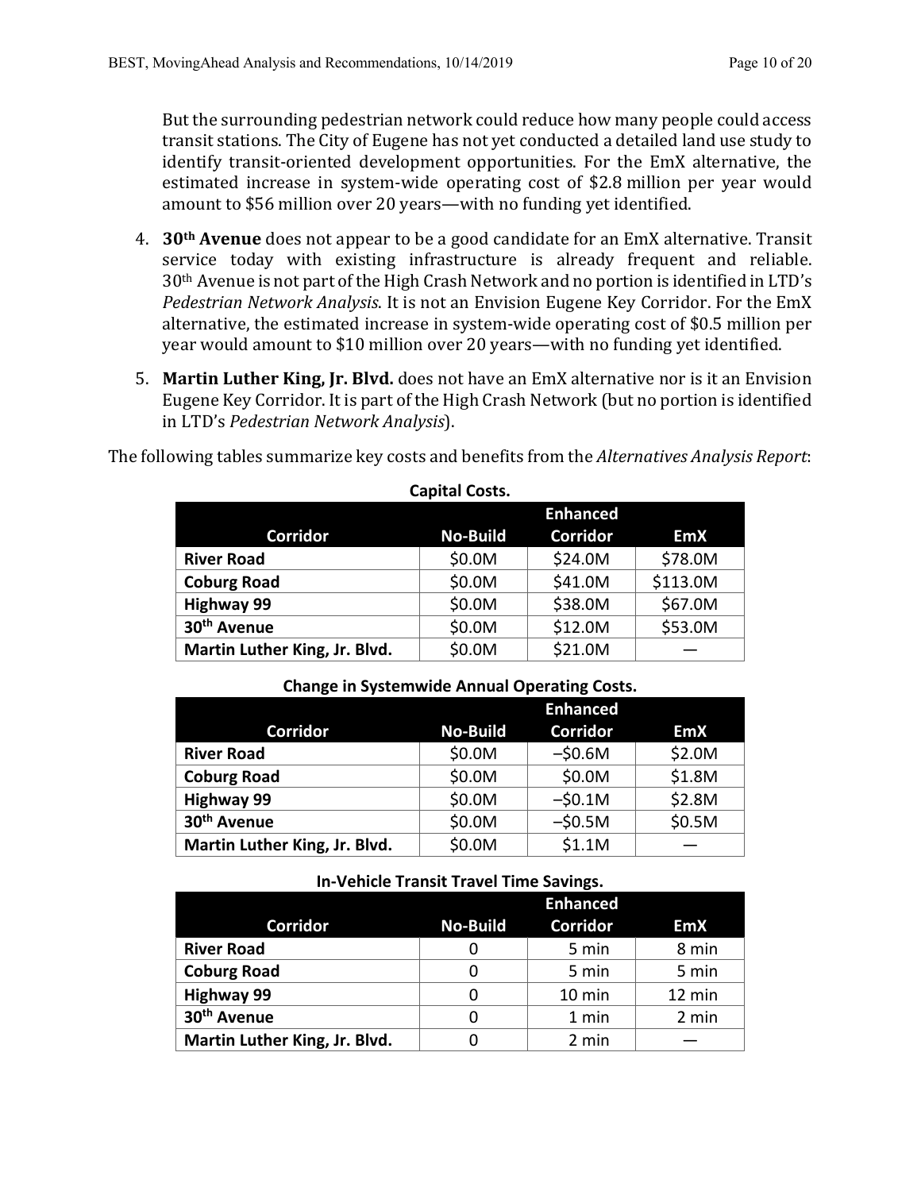But the surrounding pedestrian network could reduce how many people could access transit stations. The City of Eugene has not yet conducted a detailed land use study to identify transit-oriented development opportunities. For the EmX alternative, the estimated increase in system-wide operating cost of $2.8 million per year would amount to $56 million over 20 years—with no funding yet identified.

4. **30th Avenue** does not appear to be a good candidate for an EmX alternative. Transit service today with existing infrastructure is already frequent and reliable. 30th Avenue is not part of the High Crash Network and no portion is identified in LTD's *Pedestrian Network Analysis*. It is not an Envision Eugene Key Corridor. For the EmX alternative, the estimated increase in system-wide operating cost of $0.5 million per year would amount to $10 million over 20 years—with no funding yet identified.

5. **Martin Luther King, Jr. Blvd.** does not have an EmX alternative nor is it an Envision Eugene Key Corridor. It is part of the High Crash Network (but no portion is identified in LTD's *Pedestrian Network Analysis*).

The following tables summarize key costs and benefits from the *Alternatives Analysis Report*:

**Capital Costs.**

| Corridor | No-Build | Enhanced Corridor | EmX |
|---|---|---|---|
| **River Road** | $0.0M | $24.0M | $78.0M |
| **Coburg Road** | $0.0M | $41.0M | $113.0M |
| **Highway 99** | $0.0M | $38.0M | $67.0M |
| **30th Avenue** | $0.0M | $12.0M | $53.0M |
| **Martin Luther King, Jr. Blvd.** | $0.0M | $21.0M | — |

**Change in Systemwide Annual Operating Costs.**

| Corridor | No-Build | Enhanced Corridor | EmX |
|---|---|---|---|
| **River Road** | $0.0M | –$0.6M | $2.0M |
| **Coburg Road** | $0.0M | $0.0M | $1.8M |
| **Highway 99** | $0.0M | –$0.1M | $2.8M |
| **30th Avenue** | $0.0M | –$0.5M | $0.5M |
| **Martin Luther King, Jr. Blvd.** | $0.0M | $1.1M | — |

**In-Vehicle Transit Travel Time Savings.**

| Corridor | No-Build | Enhanced Corridor | EmX |
|---|---|---|---|
| **River Road** | 0 | 5 min | 8 min |
| **Coburg Road** | 0 | 5 min | 5 min |
| **Highway 99** | 0 | 10 min | 12 min |
| **30th Avenue** | 0 | 1 min | 2 min |
| **Martin Luther King, Jr. Blvd.** | 0 | 2 min | — |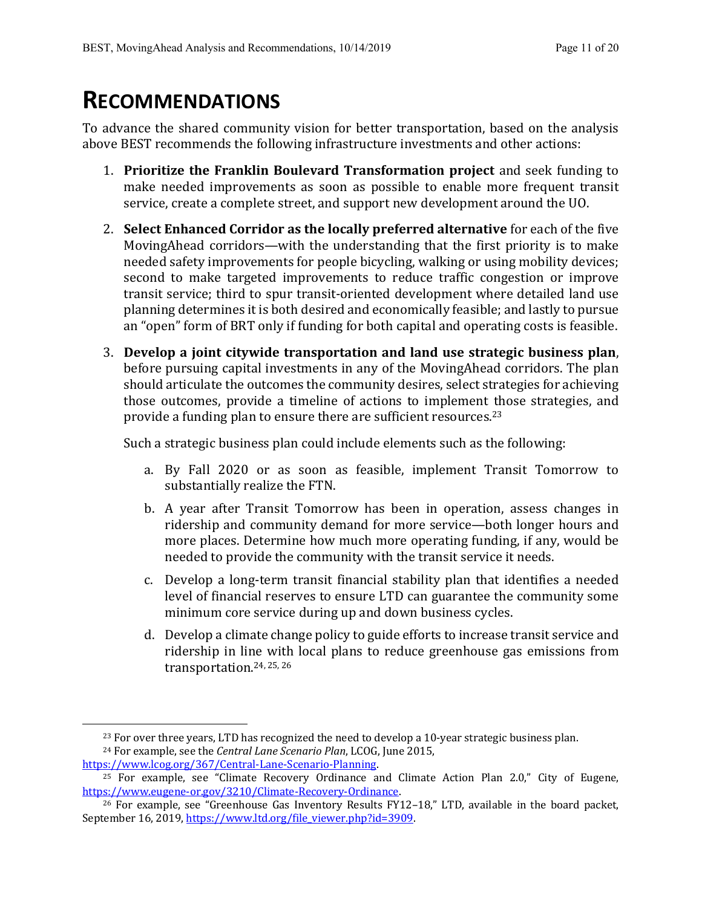# RECOMMENDATIONS

To advance the shared community vision for better transportation, based on the analysis above BEST recommends the following infrastructure investments and other actions:

1. **Prioritize the Franklin Boulevard Transformation project** and seek funding to make needed improvements as soon as possible to enable more frequent transit service, create a complete street, and support new development around the UO.

2. **Select Enhanced Corridor as the locally preferred alternative** for each of the five MovingAhead corridors—with the understanding that the first priority is to make needed safety improvements for people bicycling, walking or using mobility devices; second to make targeted improvements to reduce traffic congestion or improve transit service; third to spur transit-oriented development where detailed land use planning determines it is both desired and economically feasible; and lastly to pursue an "open" form of BRT only if funding for both capital and operating costs is feasible.

3. **Develop a joint citywide transportation and land use strategic business plan**, before pursuing capital investments in any of the MovingAhead corridors. The plan should articulate the outcomes the community desires, select strategies for achieving those outcomes, provide a timeline of actions to implement those strategies, and provide a funding plan to ensure there are sufficient resources.[23]

   Such a strategic business plan could include elements such as the following:

   a. By Fall 2020 or as soon as feasible, implement Transit Tomorrow to substantially realize the FTN.

   b. A year after Transit Tomorrow has been in operation, assess changes in ridership and community demand for more service—both longer hours and more places. Determine how much more operating funding, if any, would be needed to provide the community with the transit service it needs.

   c. Develop a long-term transit financial stability plan that identifies a needed level of financial reserves to ensure LTD can guarantee the community some minimum core service during up and down business cycles.

   d. Develop a climate change policy to guide efforts to increase transit service and ridership in line with local plans to reduce greenhouse gas emissions from transportation.[24, 25, 26]

---

[23] For over three years, LTD has recognized the need to develop a 10-year strategic business plan.

[24] For example, see the *Central Lane Scenario Plan*, LCOG, June 2015, https://www.lcog.org/367/Central-Lane-Scenario-Planning.

[25] For example, see "Climate Recovery Ordinance and Climate Action Plan 2.0," City of Eugene, https://www.eugene-or.gov/3210/Climate-Recovery-Ordinance.

[26] For example, see "Greenhouse Gas Inventory Results FY12–18," LTD, available in the board packet, September 16, 2019, https://www.ltd.org/file_viewer.php?id=3909.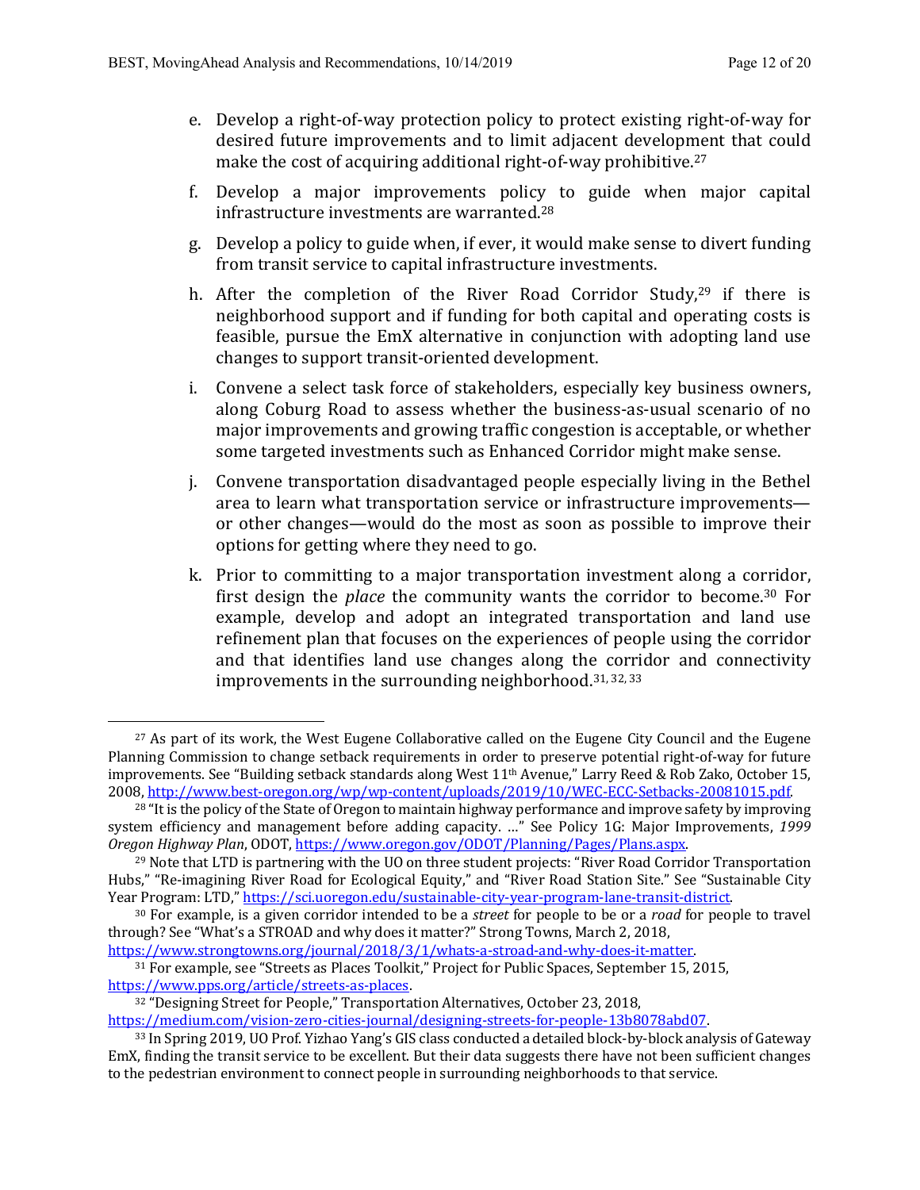e. Develop a right-of-way protection policy to protect existing right-of-way for desired future improvements and to limit adjacent development that could make the cost of acquiring additional right-of-way prohibitive.[27]

f. Develop a major improvements policy to guide when major capital infrastructure investments are warranted.[28]

g. Develop a policy to guide when, if ever, it would make sense to divert funding from transit service to capital infrastructure investments.

h. After the completion of the River Road Corridor Study,[29] if there is neighborhood support and if funding for both capital and operating costs is feasible, pursue the EmX alternative in conjunction with adopting land use changes to support transit-oriented development.

i. Convene a select task force of stakeholders, especially key business owners, along Coburg Road to assess whether the business-as-usual scenario of no major improvements and growing traffic congestion is acceptable, or whether some targeted investments such as Enhanced Corridor might make sense.

j. Convene transportation disadvantaged people especially living in the Bethel area to learn what transportation service or infrastructure improvements—or other changes—would do the most as soon as possible to improve their options for getting where they need to go.

k. Prior to committing to a major transportation investment along a corridor, first design the *place* the community wants the corridor to become.[30] For example, develop and adopt an integrated transportation and land use refinement plan that focuses on the experiences of people using the corridor and that identifies land use changes along the corridor and connectivity improvements in the surrounding neighborhood.[31, 32, 33]

---

[27] As part of its work, the West Eugene Collaborative called on the Eugene City Council and the Eugene Planning Commission to change setback requirements in order to preserve potential right-of-way for future improvements. See "Building setback standards along West 11th Avenue," Larry Reed & Rob Zako, October 15, 2008, http://www.best-oregon.org/wp/wp-content/uploads/2019/10/WEC-ECC-Setbacks-20081015.pdf.

[28] "It is the policy of the State of Oregon to maintain highway performance and improve safety by improving system efficiency and management before adding capacity. …" See Policy 1G: Major Improvements, *1999 Oregon Highway Plan*, ODOT, https://www.oregon.gov/ODOT/Planning/Pages/Plans.aspx.

[29] Note that LTD is partnering with the UO on three student projects: "River Road Corridor Transportation Hubs," "Re-imagining River Road for Ecological Equity," and "River Road Station Site." See "Sustainable City Year Program: LTD," https://sci.uoregon.edu/sustainable-city-year-program-lane-transit-district.

[30] For example, is a given corridor intended to be a *street* for people to be or a *road* for people to travel through? See "What's a STROAD and why does it matter?" Strong Towns, March 2, 2018, https://www.strongtowns.org/journal/2018/3/1/whats-a-stroad-and-why-does-it-matter.

[31] For example, see "Streets as Places Toolkit," Project for Public Spaces, September 15, 2015, https://www.pps.org/article/streets-as-places.

[32] "Designing Street for People," Transportation Alternatives, October 23, 2018, https://medium.com/vision-zero-cities-journal/designing-streets-for-people-13b8078abd07.

[33] In Spring 2019, UO Prof. Yizhao Yang's GIS class conducted a detailed block-by-block analysis of Gateway EmX, finding the transit service to be excellent. But their data suggests there have not been sufficient changes to the pedestrian environment to connect people in surrounding neighborhoods to that service.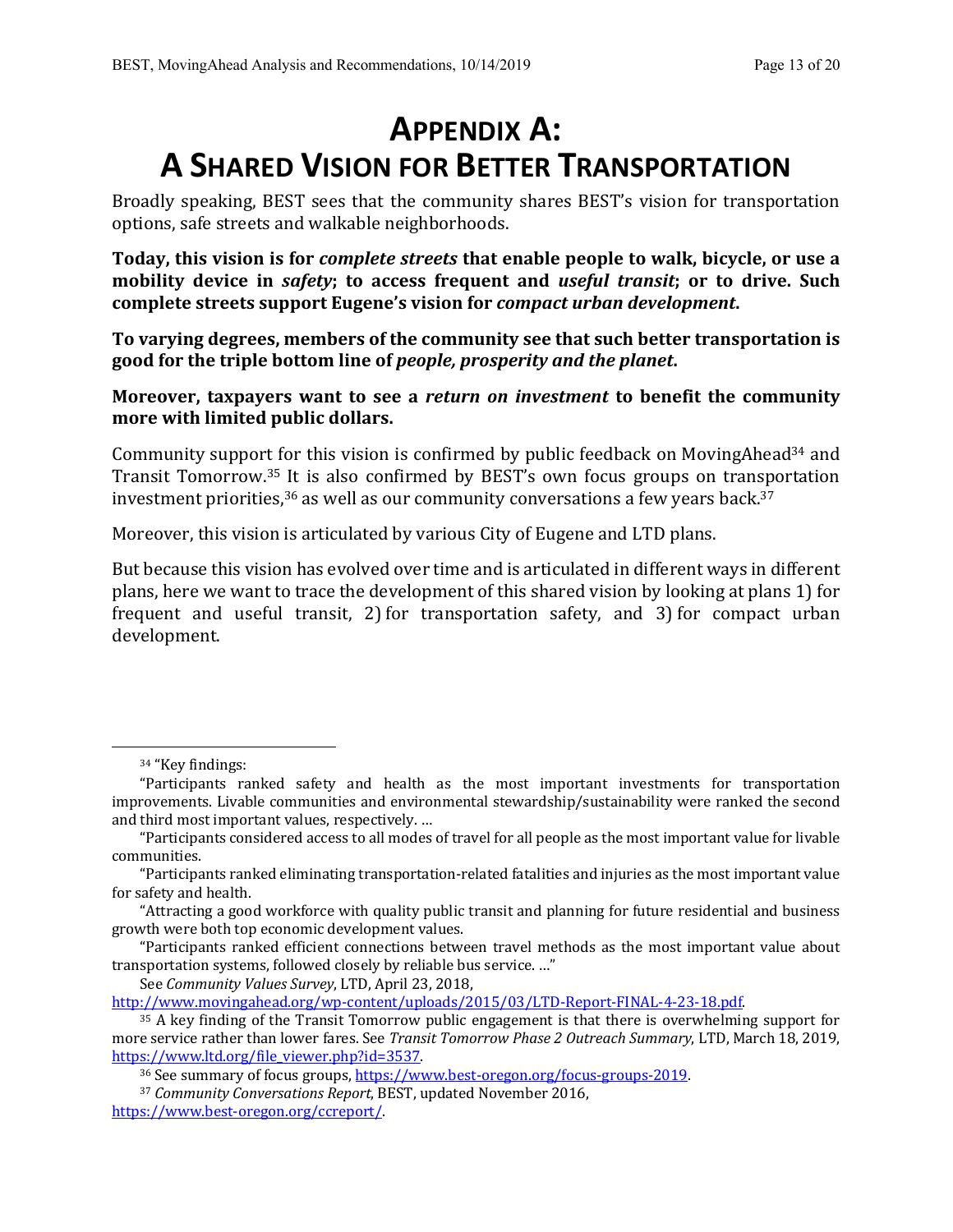# APPENDIX A: A SHARED VISION FOR BETTER TRANSPORTATION

Broadly speaking, BEST sees that the community shares BEST's vision for transportation options, safe streets and walkable neighborhoods.

**Today, this vision is for *complete streets* that enable people to walk, bicycle, or use a mobility device in *safety*; to access frequent and *useful transit*; or to drive. Such complete streets support Eugene's vision for *compact urban development*.**

**To varying degrees, members of the community see that such better transportation is good for the triple bottom line of *people, prosperity and the planet*.**

**Moreover, taxpayers want to see a *return on investment* to benefit the community more with limited public dollars.**

Community support for this vision is confirmed by public feedback on MovingAhead[34] and Transit Tomorrow.[35] It is also confirmed by BEST's own focus groups on transportation investment priorities,[36] as well as our community conversations a few years back.[37]

Moreover, this vision is articulated by various City of Eugene and LTD plans.

But because this vision has evolved over time and is articulated in different ways in different plans, here we want to trace the development of this shared vision by looking at plans 1) for frequent and useful transit, 2) for transportation safety, and 3) for compact urban development.

---

[34] "Key findings:

"Participants ranked safety and health as the most important investments for transportation improvements. Livable communities and environmental stewardship/sustainability were ranked the second and third most important values, respectively. …

"Participants considered access to all modes of travel for all people as the most important value for livable communities.

"Participants ranked eliminating transportation-related fatalities and injuries as the most important value for safety and health.

"Attracting a good workforce with quality public transit and planning for future residential and business growth were both top economic development values.

"Participants ranked efficient connections between travel methods as the most important value about transportation systems, followed closely by reliable bus service. …"

See *Community Values Survey*, LTD, April 23, 2018, http://www.movingahead.org/wp-content/uploads/2015/03/LTD-Report-FINAL-4-23-18.pdf.

[35] A key finding of the Transit Tomorrow public engagement is that there is overwhelming support for more service rather than lower fares. See *Transit Tomorrow Phase 2 Outreach Summary*, LTD, March 18, 2019, https://www.ltd.org/file_viewer.php?id=3537.

[36] See summary of focus groups, https://www.best-oregon.org/focus-groups-2019.

[37] *Community Conversations Report*, BEST, updated November 2016, https://www.best-oregon.org/ccreport/.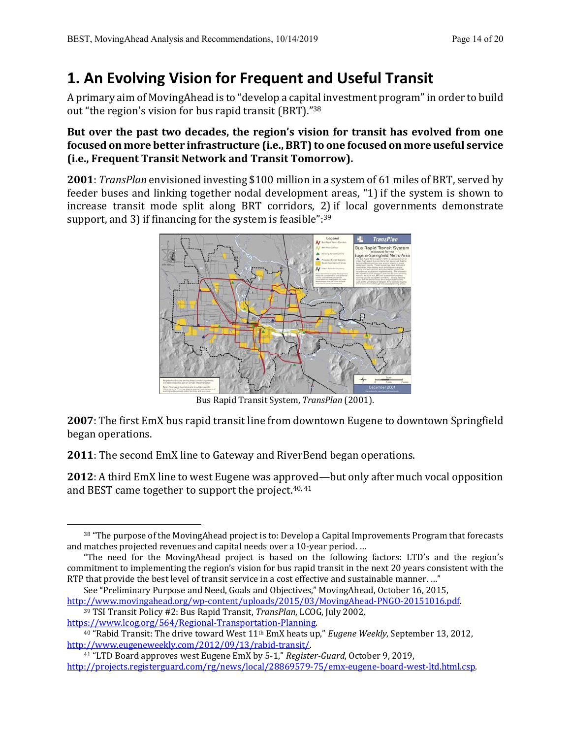# 1. An Evolving Vision for Frequent and Useful Transit

A primary aim of MovingAhead is to "develop a capital investment program" in order to build out "the region's vision for bus rapid transit (BRT)."[38]

**But over the past two decades, the region's vision for transit has evolved from one focused on more better infrastructure (i.e., BRT) to one focused on more useful service (i.e., Frequent Transit Network and Transit Tomorrow).**

**2001**: *TransPlan* envisioned investing $100 million in a system of 61 miles of BRT, served by feeder buses and linking together nodal development areas, "1) if the system is shown to increase transit mode split along BRT corridors, 2) if local governments demonstrate support, and 3) if financing for the system is feasible":[39]

Bus Rapid Transit System, *TransPlan* (2001).

**2007**: The first EmX bus rapid transit line from downtown Eugene to downtown Springfield began operations.

**2011**: The second EmX line to Gateway and RiverBend began operations.

**2012**: A third EmX line to west Eugene was approved—but only after much vocal opposition and BEST came together to support the project.[40, 41]

---

[38] "The purpose of the MovingAhead project is to: Develop a Capital Improvements Program that forecasts and matches projected revenues and capital needs over a 10-year period. …

"The need for the MovingAhead project is based on the following factors: LTD's and the region's commitment to implementing the region's vision for bus rapid transit in the next 20 years consistent with the RTP that provide the best level of transit service in a cost effective and sustainable manner. …"

See "Preliminary Purpose and Need, Goals and Objectives," MovingAhead, October 16, 2015, http://www.movingahead.org/wp-content/uploads/2015/03/MovingAhead-PNGO-20151016.pdf.

[39] TSI Transit Policy #2: Bus Rapid Transit, *TransPlan*, LCOG, July 2002, https://www.lcog.org/564/Regional-Transportation-Planning.

[40] "Rabid Transit: The drive toward West 11th EmX heats up," *Eugene Weekly*, September 13, 2012, http://www.eugeneweekly.com/2012/09/13/rabid-transit/.

[41] "LTD Board approves west Eugene EmX by 5-1," *Register-Guard*, October 9, 2019, http://projects.registerguard.com/rg/news/local/28869579-75/emx-eugene-board-west-ltd.html.csp.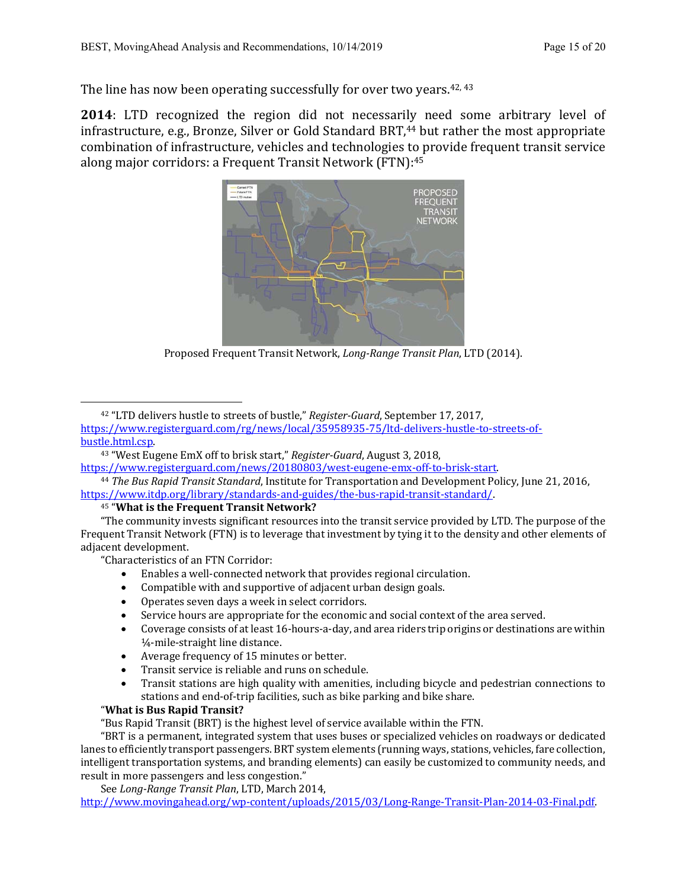The line has now been operating successfully for over two years.[42, 43]

**2014**: LTD recognized the region did not necessarily need some arbitrary level of infrastructure, e.g., Bronze, Silver or Gold Standard BRT,[44] but rather the most appropriate combination of infrastructure, vehicles and technologies to provide frequent transit service along major corridors: a Frequent Transit Network (FTN):[45]

Proposed Frequent Transit Network, *Long-Range Transit Plan*, LTD (2014).

---

[42] "LTD delivers hustle to streets of bustle," *Register-Guard*, September 17, 2017, https://www.registerguard.com/rg/news/local/35958935-75/ltd-delivers-hustle-to-streets-of-bustle.html.csp.

[43] "West Eugene EmX off to brisk start," *Register-Guard*, August 3, 2018, https://www.registerguard.com/news/20180803/west-eugene-emx-off-to-brisk-start.

[44] *The Bus Rapid Transit Standard*, Institute for Transportation and Development Policy, June 21, 2016, https://www.itdp.org/library/standards-and-guides/the-bus-rapid-transit-standard/.

[45] "**What is the Frequent Transit Network?**

"The community invests significant resources into the transit service provided by LTD. The purpose of the Frequent Transit Network (FTN) is to leverage that investment by tying it to the density and other elements of adjacent development.

"Characteristics of an FTN Corridor:

- Enables a well-connected network that provides regional circulation.
- Compatible with and supportive of adjacent urban design goals.
- Operates seven days a week in select corridors.
- Service hours are appropriate for the economic and social context of the area served.
- Coverage consists of at least 16-hours-a-day, and area riders trip origins or destinations are within ¼-mile-straight line distance.
- Average frequency of 15 minutes or better.
- Transit service is reliable and runs on schedule.
- Transit stations are high quality with amenities, including bicycle and pedestrian connections to stations and end-of-trip facilities, such as bike parking and bike share.

"**What is Bus Rapid Transit?**

"Bus Rapid Transit (BRT) is the highest level of service available within the FTN.

"BRT is a permanent, integrated system that uses buses or specialized vehicles on roadways or dedicated lanes to efficiently transport passengers. BRT system elements (running ways, stations, vehicles, fare collection, intelligent transportation systems, and branding elements) can easily be customized to community needs, and result in more passengers and less congestion."

See *Long-Range Transit Plan*, LTD, March 2014, http://www.movingahead.org/wp-content/uploads/2015/03/Long-Range-Transit-Plan-2014-03-Final.pdf.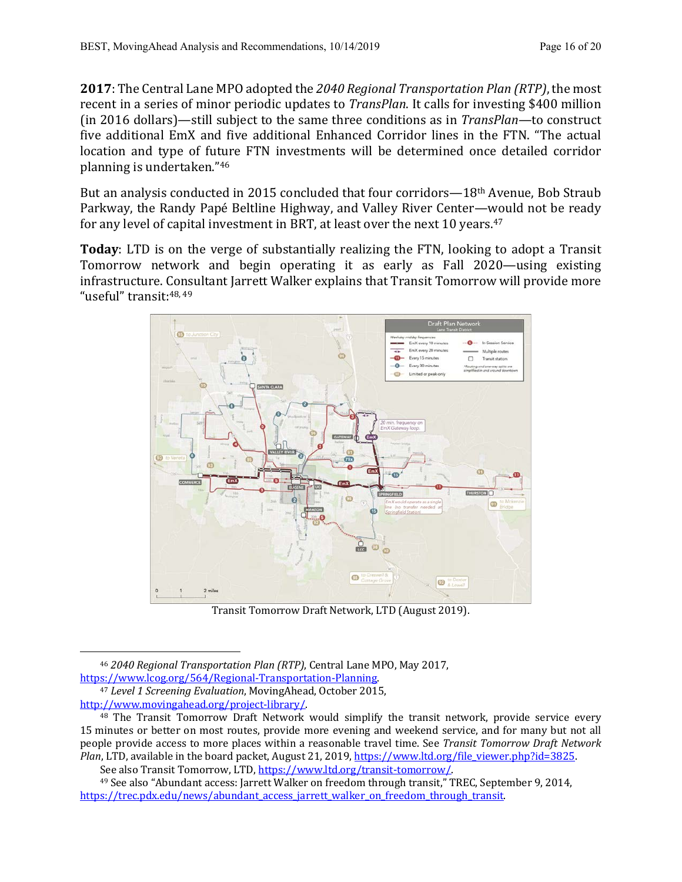**2017**: The Central Lane MPO adopted the *2040 Regional Transportation Plan (RTP)*, the most recent in a series of minor periodic updates to *TransPlan*. It calls for investing $400 million (in 2016 dollars)—still subject to the same three conditions as in *TransPlan*—to construct five additional EmX and five additional Enhanced Corridor lines in the FTN. "The actual location and type of future FTN investments will be determined once detailed corridor planning is undertaken."[46]

But an analysis conducted in 2015 concluded that four corridors—18th Avenue, Bob Straub Parkway, the Randy Papé Beltline Highway, and Valley River Center—would not be ready for any level of capital investment in BRT, at least over the next 10 years.[47]

**Today**: LTD is on the verge of substantially realizing the FTN, looking to adopt a Transit Tomorrow network and begin operating it as early as Fall 2020—using existing infrastructure. Consultant Jarrett Walker explains that Transit Tomorrow will provide more "useful" transit:[48, 49]

Transit Tomorrow Draft Network, LTD (August 2019).

---

[46] *2040 Regional Transportation Plan (RTP)*, Central Lane MPO, May 2017, https://www.lcog.org/564/Regional-Transportation-Planning.

[47] *Level 1 Screening Evaluation*, MovingAhead, October 2015, http://www.movingahead.org/project-library/.

[48] The Transit Tomorrow Draft Network would simplify the transit network, provide service every 15 minutes or better on most routes, provide more evening and weekend service, and for many but not all people provide access to more places within a reasonable travel time. See *Transit Tomorrow Draft Network Plan*, LTD, available in the board packet, August 21, 2019, https://www.ltd.org/file_viewer.php?id=3825.

See also Transit Tomorrow, LTD, https://www.ltd.org/transit-tomorrow/.

[49] See also "Abundant access: Jarrett Walker on freedom through transit," TREC, September 9, 2014, https://trec.pdx.edu/news/abundant_access_jarrett_walker_on_freedom_through_transit.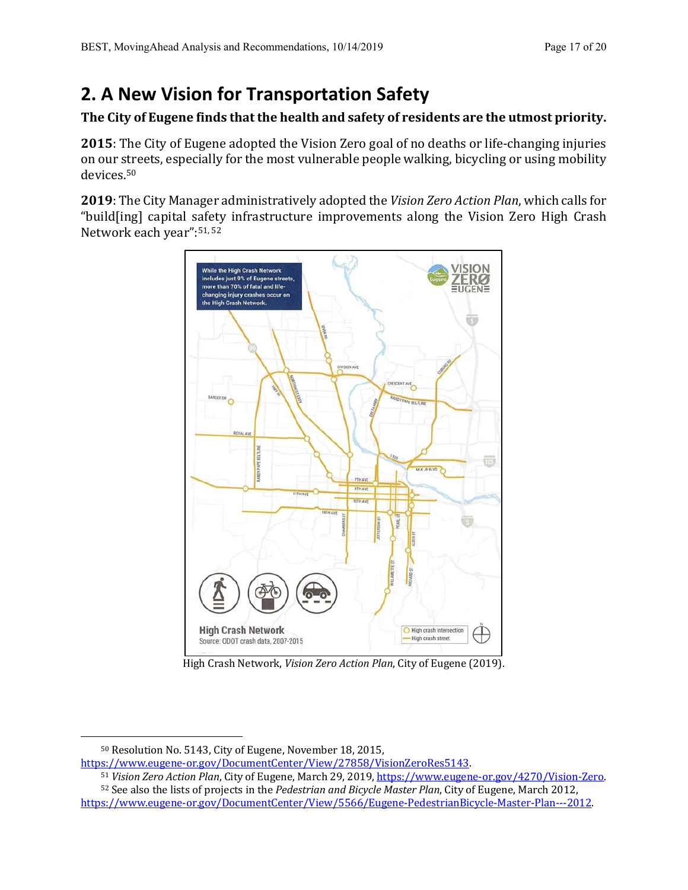## 2. A New Vision for Transportation Safety

**The City of Eugene finds that the health and safety of residents are the utmost priority.**

**2015**: The City of Eugene adopted the Vision Zero goal of no deaths or life-changing injuries on our streets, especially for the most vulnerable people walking, bicycling or using mobility devices.[50]

**2019**: The City Manager administratively adopted the *Vision Zero Action Plan*, which calls for "build[ing] capital safety infrastructure improvements along the Vision Zero High Crash Network each year":[51, 52]

High Crash Network, *Vision Zero Action Plan*, City of Eugene (2019).

---

[50] Resolution No. 5143, City of Eugene, November 18, 2015, https://www.eugene-or.gov/DocumentCenter/View/27858/VisionZeroRes5143.

[51] *Vision Zero Action Plan*, City of Eugene, March 29, 2019, https://www.eugene-or.gov/4270/Vision-Zero.

[52] See also the lists of projects in the *Pedestrian and Bicycle Master Plan*, City of Eugene, March 2012, https://www.eugene-or.gov/DocumentCenter/View/5566/Eugene-PedestrianBicycle-Master-Plan---2012.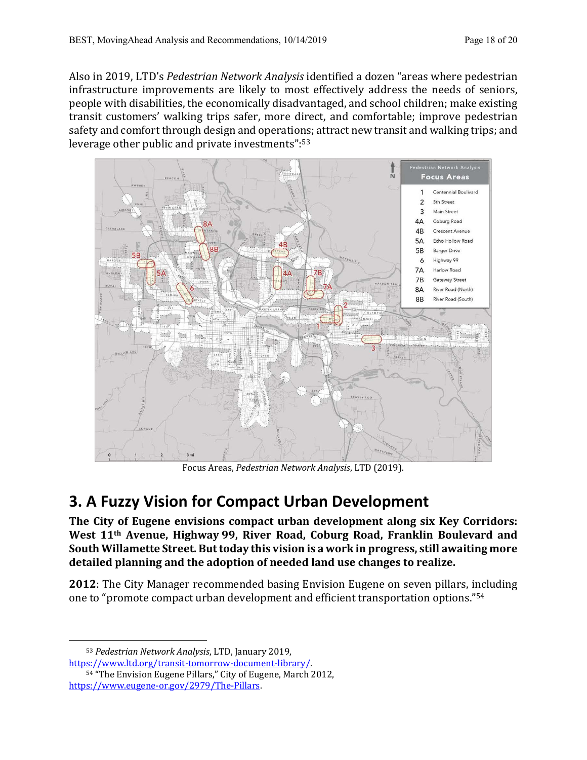Also in 2019, LTD's *Pedestrian Network Analysis* identified a dozen "areas where pedestrian infrastructure improvements are likely to most effectively address the needs of seniors, people with disabilities, the economically disadvantaged, and school children; make existing transit customers' walking trips safer, more direct, and comfortable; improve pedestrian safety and comfort through design and operations; attract new transit and walking trips; and leverage other public and private investments":[53]

Focus Areas, *Pedestrian Network Analysis*, LTD (2019).

## 3. A Fuzzy Vision for Compact Urban Development

**The City of Eugene envisions compact urban development along six Key Corridors: West 11th Avenue, Highway 99, River Road, Coburg Road, Franklin Boulevard and South Willamette Street. But today this vision is a work in progress, still awaiting more detailed planning and the adoption of needed land use changes to realize.**

**2012**: The City Manager recommended basing Envision Eugene on seven pillars, including one to "promote compact urban development and efficient transportation options."[54]

---

[53] *Pedestrian Network Analysis*, LTD, January 2019, https://www.ltd.org/transit-tomorrow-document-library/.

[54] "The Envision Eugene Pillars," City of Eugene, March 2012, https://www.eugene-or.gov/2979/The-Pillars.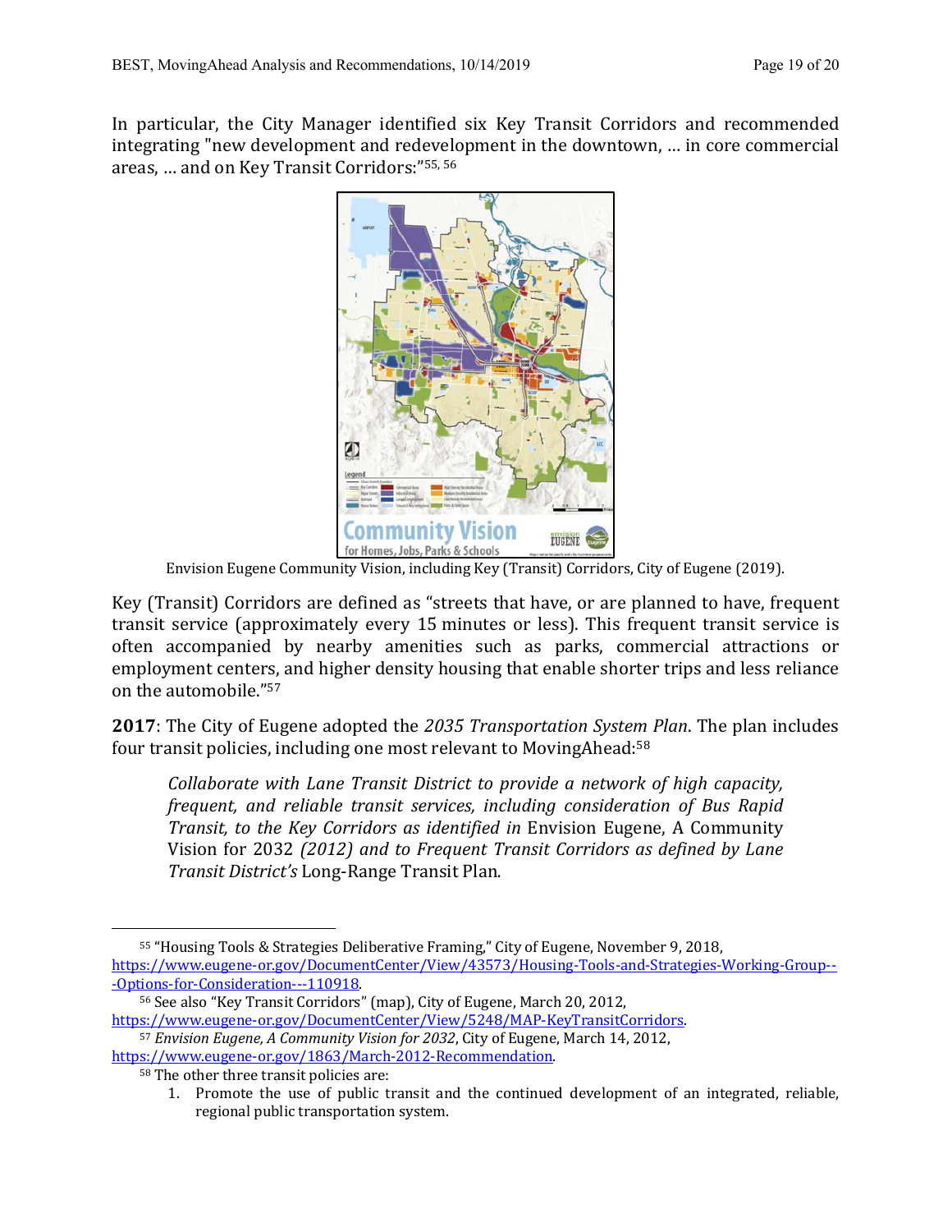In particular, the City Manager identified six Key Transit Corridors and recommended integrating "new development and redevelopment in the downtown, … in core commercial areas, … and on Key Transit Corridors:"[55, 56]

Envision Eugene Community Vision, including Key (Transit) Corridors, City of Eugene (2019).

Key (Transit) Corridors are defined as "streets that have, or are planned to have, frequent transit service (approximately every 15 minutes or less). This frequent transit service is often accompanied by nearby amenities such as parks, commercial attractions or employment centers, and higher density housing that enable shorter trips and less reliance on the automobile."[57]

**2017**: The City of Eugene adopted the *2035 Transportation System Plan*. The plan includes four transit policies, including one most relevant to MovingAhead:[58]

> *Collaborate with Lane Transit District to provide a network of high capacity, frequent, and reliable transit services, including consideration of Bus Rapid Transit, to the Key Corridors as identified in* Envision Eugene, A Community Vision for 2032 *(2012) and to Frequent Transit Corridors as defined by Lane Transit District's* Long-Range Transit Plan*.*

---

[55] "Housing Tools & Strategies Deliberative Framing," City of Eugene, November 9, 2018, https://www.eugene-or.gov/DocumentCenter/View/43573/Housing-Tools-and-Strategies-Working-Group---Options-for-Consideration---110918.

[56] See also "Key Transit Corridors" (map), City of Eugene, March 20, 2012, https://www.eugene-or.gov/DocumentCenter/View/5248/MAP-KeyTransitCorridors.

[57] *Envision Eugene, A Community Vision for 2032*, City of Eugene, March 14, 2012, https://www.eugene-or.gov/1863/March-2012-Recommendation.

[58] The other three transit policies are:

1. Promote the use of public transit and the continued development of an integrated, reliable, regional public transportation system.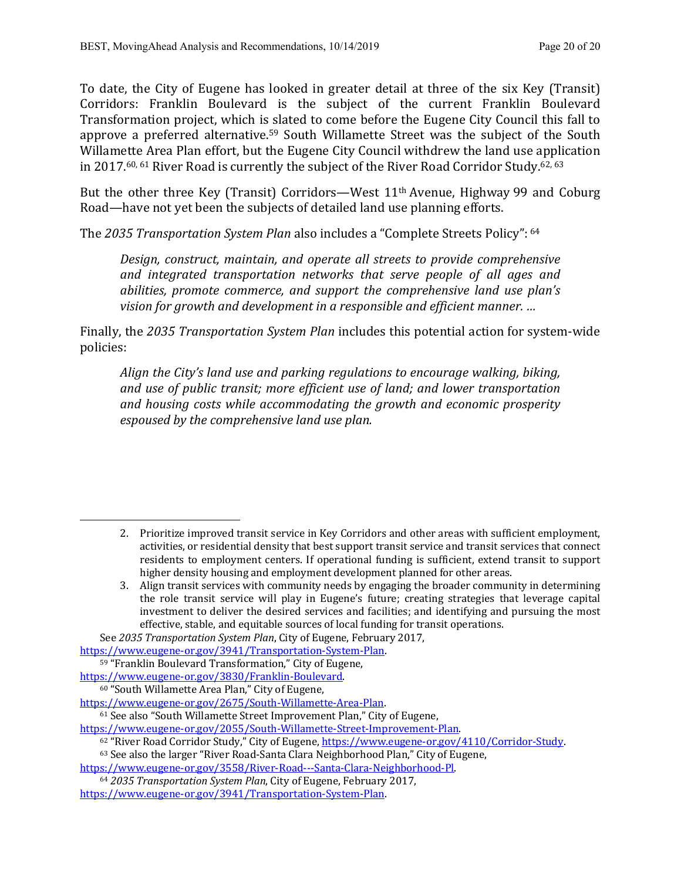To date, the City of Eugene has looked in greater detail at three of the six Key (Transit) Corridors: Franklin Boulevard is the subject of the current Franklin Boulevard Transformation project, which is slated to come before the Eugene City Council this fall to approve a preferred alternative.[59] South Willamette Street was the subject of the South Willamette Area Plan effort, but the Eugene City Council withdrew the land use application in 2017.[60, 61] River Road is currently the subject of the River Road Corridor Study.[62, 63]

But the other three Key (Transit) Corridors—West 11th Avenue, Highway 99 and Coburg Road—have not yet been the subjects of detailed land use planning efforts.

The *2035 Transportation System Plan* also includes a "Complete Streets Policy": [64]

> *Design, construct, maintain, and operate all streets to provide comprehensive and integrated transportation networks that serve people of all ages and abilities, promote commerce, and support the comprehensive land use plan's vision for growth and development in a responsible and efficient manner. …*

Finally, the *2035 Transportation System Plan* includes this potential action for system-wide policies:

> *Align the City's land use and parking regulations to encourage walking, biking, and use of public transit; more efficient use of land; and lower transportation and housing costs while accommodating the growth and economic prosperity espoused by the comprehensive land use plan.*

---

2. Prioritize improved transit service in Key Corridors and other areas with sufficient employment, activities, or residential density that best support transit service and transit services that connect residents to employment centers. If operational funding is sufficient, extend transit to support higher density housing and employment development planned for other areas.
3. Align transit services with community needs by engaging the broader community in determining the role transit service will play in Eugene's future; creating strategies that leverage capital investment to deliver the desired services and facilities; and identifying and pursuing the most effective, stable, and equitable sources of local funding for transit operations.

See *2035 Transportation System Plan*, City of Eugene, February 2017, https://www.eugene-or.gov/3941/Transportation-System-Plan.

[59] "Franklin Boulevard Transformation," City of Eugene, https://www.eugene-or.gov/3830/Franklin-Boulevard.

[60] "South Willamette Area Plan," City of Eugene, https://www.eugene-or.gov/2675/South-Willamette-Area-Plan.

[61] See also "South Willamette Street Improvement Plan," City of Eugene, https://www.eugene-or.gov/2055/South-Willamette-Street-Improvement-Plan.

[62] "River Road Corridor Study," City of Eugene, https://www.eugene-or.gov/4110/Corridor-Study.

[63] See also the larger "River Road-Santa Clara Neighborhood Plan," City of Eugene, https://www.eugene-or.gov/3558/River-Road---Santa-Clara-Neighborhood-Pl.

[64] *2035 Transportation System Plan*, City of Eugene, February 2017, https://www.eugene-or.gov/3941/Transportation-System-Plan.